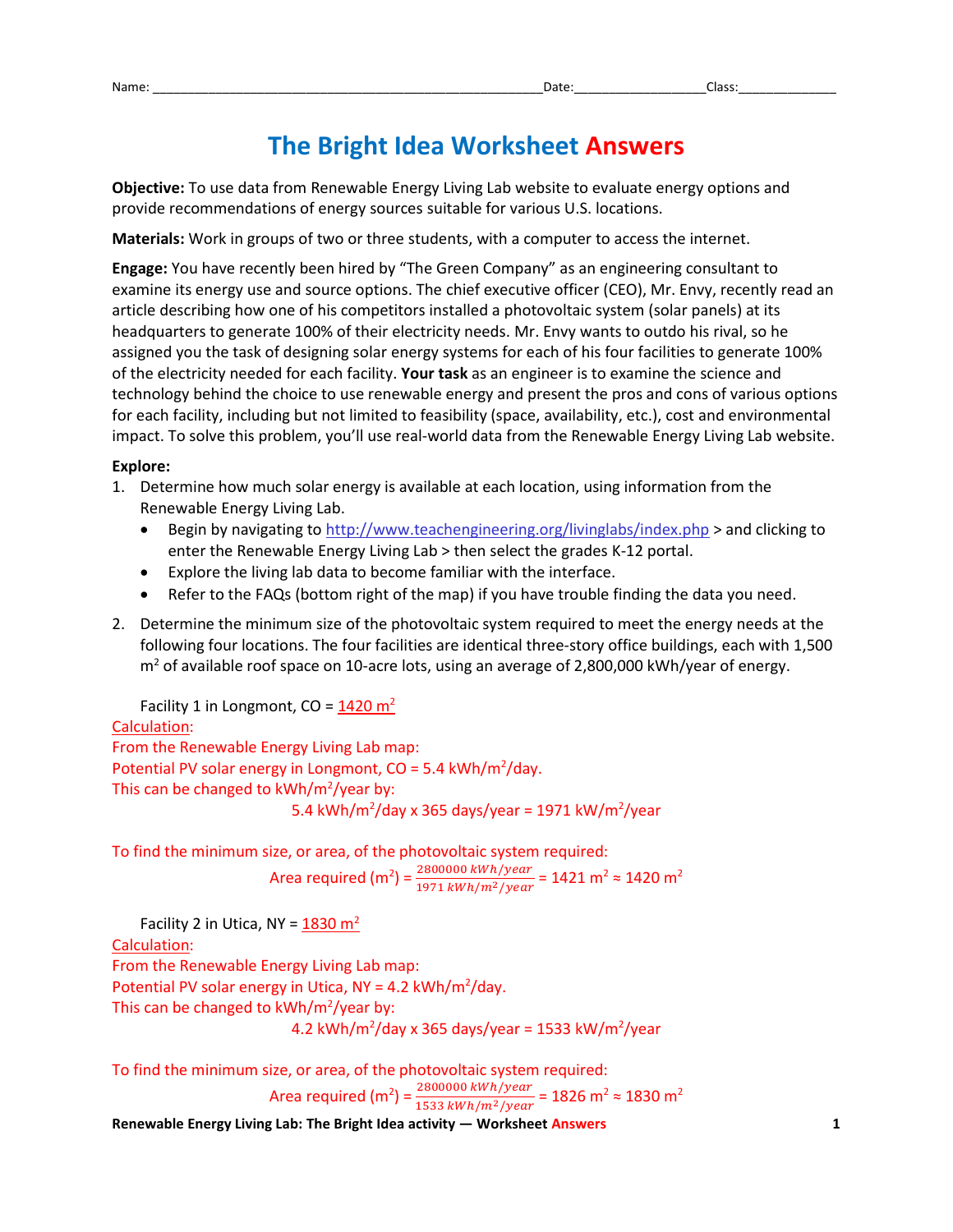Name: ______________________________________________________Date:__________________Class:______________

# The Bright Idea Worksheet Answers

**Objective:** To use data from Renewable Energy Living Lab website to evaluate energy options and provide recommendations of energy sources suitable for various U.S. locations.

**Materials:** Work in groups of two or three students, with a computer to access the internet.

**Engage:** You have recently been hired by "The Green Company" as an engineering consultant to examine its energy use and source options. The chief executive officer (CEO), Mr. Envy, recently read an article describing how one of his competitors installed a photovoltaic system (solar panels) at its headquarters to generate 100% of their electricity needs. Mr. Envy wants to outdo his rival, so he assigned you the task of designing solar energy systems for each of his four facilities to generate 100% of the electricity needed for each facility. **Your task** as an engineer is to examine the science and technology behind the choice to use renewable energy and present the pros and cons of various options for each facility, including but not limited to feasibility (space, availability, etc.), cost and environmental impact. To solve this problem, you'll use real-world data from the Renewable Energy Living Lab website.

**Explore:**

1. Determine how much solar energy is available at each location, using information from the Renewable Energy Living Lab.
   - Begin by navigating to http://www.teachengineering.org/livinglabs/index.php > and clicking to enter the Renewable Energy Living Lab > then select the grades K-12 portal.
   - Explore the living lab data to become familiar with the interface.
   - Refer to the FAQs (bottom right of the map) if you have trouble finding the data you need.

2. Determine the minimum size of the photovoltaic system required to meet the energy needs at the following four locations. The four facilities are identical three-story office buildings, each with 1,500 $m^2$ of available roof space on 10-acre lots, using an average of 2,800,000 kWh/year of energy.

Facility 1 in Longmont, CO = 1420 $m^2$

Calculation:

From the Renewable Energy Living Lab map:

Potential PV solar energy in Longmont, CO = 5.4 kWh/$m^2$/day.

This can be changed to kWh/$m^2$/year by:

$$5.4 \text{ kWh/m}^2\text{/day} \times 365 \text{ days/year} = 1971 \text{ kW/m}^2\text{/year}$$

To find the minimum size, or area, of the photovoltaic system required:

$$\text{Area required (m}^2\text{)} = \frac{2800000 \; kWh/year}{1971 \; kWh/m^2/year} = 1421 \text{ m}^2 \approx 1420 \text{ m}^2$$

Facility 2 in Utica, NY = 1830 $m^2$

Calculation:

From the Renewable Energy Living Lab map:

Potential PV solar energy in Utica, NY = 4.2 kWh/$m^2$/day.

This can be changed to kWh/$m^2$/year by:

$$4.2 \text{ kWh/m}^2\text{/day} \times 365 \text{ days/year} = 1533 \text{ kW/m}^2\text{/year}$$

To find the minimum size, or area, of the photovoltaic system required:

$$\text{Area required (m}^2\text{)} = \frac{2800000 \; kWh/year}{1533 \; kWh/m^2/year} = 1826 \text{ m}^2 \approx 1830 \text{ m}^2$$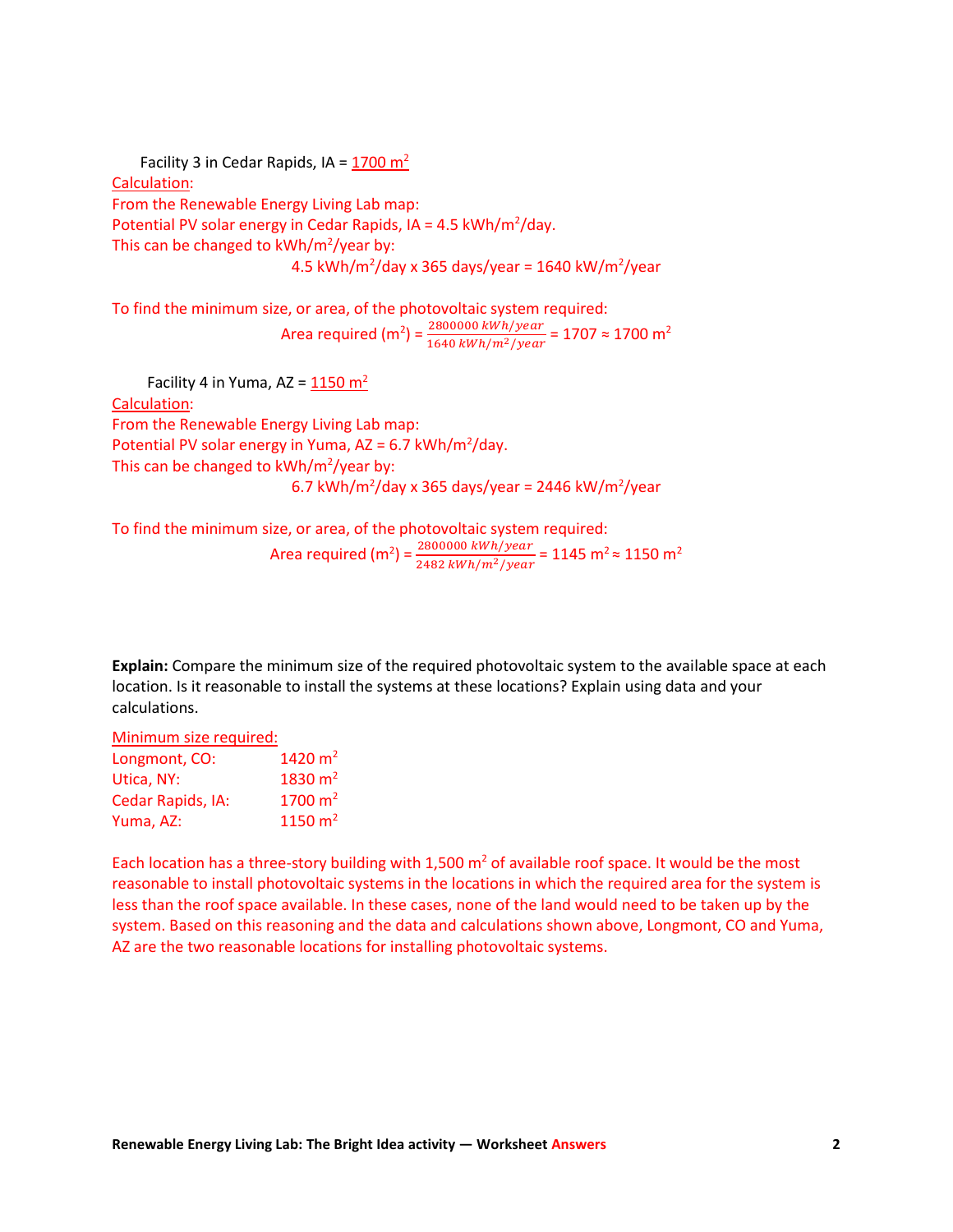Facility 3 in Cedar Rapids, IA = 1700 $m^2$

Calculation:

From the Renewable Energy Living Lab map:

Potential PV solar energy in Cedar Rapids, IA = 4.5 kWh/$m^2$/day.

This can be changed to kWh/$m^2$/year by:

$$4.5 \text{ kWh/m}^2\text{/day} \times 365 \text{ days/year} = 1640 \text{ kW/m}^2\text{/year}$$

To find the minimum size, or area, of the photovoltaic system required:

$$\text{Area required (m}^2\text{)} = \frac{2800000\ kWh/year}{1640\ kWh/m^2/year} = 1707 \approx 1700 \text{ m}^2$$

Facility 4 in Yuma, AZ = 1150 $m^2$

Calculation:

From the Renewable Energy Living Lab map:

Potential PV solar energy in Yuma, AZ = 6.7 kWh/$m^2$/day.

This can be changed to kWh/$m^2$/year by:

$$6.7 \text{ kWh/m}^2\text{/day} \times 365 \text{ days/year} = 2446 \text{ kW/m}^2\text{/year}$$

To find the minimum size, or area, of the photovoltaic system required:

$$\text{Area required (m}^2\text{)} = \frac{2800000\ kWh/year}{2482\ kWh/m^2/year} = 1145 \text{ m}^2 \approx 1150 \text{ m}^2$$

**Explain:** Compare the minimum size of the required photovoltaic system to the available space at each location. Is it reasonable to install the systems at these locations? Explain using data and your calculations.

Minimum size required:

| | |
|---|---|
| Longmont, CO: | 1420 $m^2$ |
| Utica, NY: | 1830 $m^2$ |
| Cedar Rapids, IA: | 1700 $m^2$ |
| Yuma, AZ: | 1150 $m^2$ |

Each location has a three-story building with 1,500 $m^2$ of available roof space. It would be the most reasonable to install photovoltaic systems in the locations in which the required area for the system is less than the roof space available. In these cases, none of the land would need to be taken up by the system. Based on this reasoning and the data and calculations shown above, Longmont, CO and Yuma, AZ are the two reasonable locations for installing photovoltaic systems.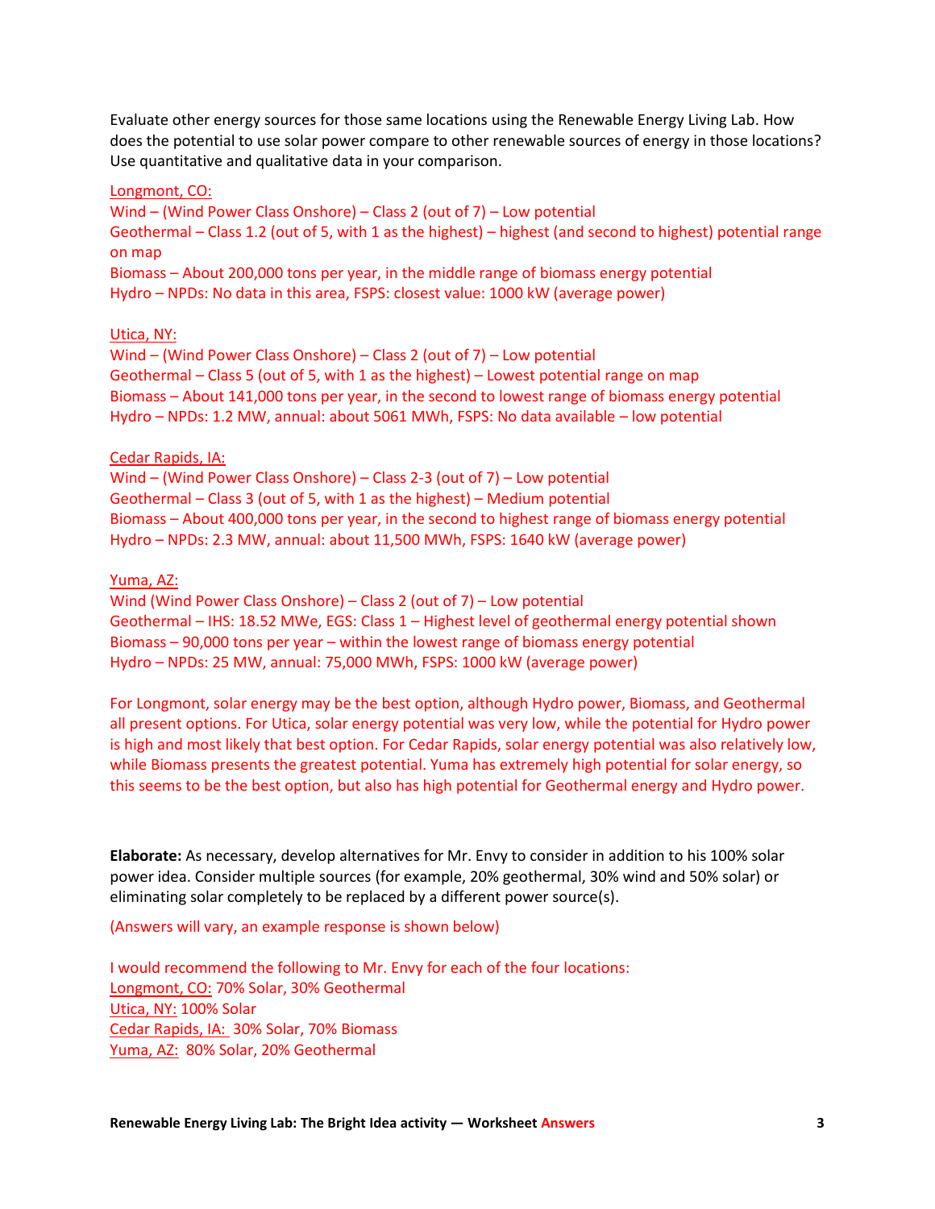Evaluate other energy sources for those same locations using the Renewable Energy Living Lab. How does the potential to use solar power compare to other renewable sources of energy in those locations? Use quantitative and qualitative data in your comparison.

Longmont, CO:
Wind – (Wind Power Class Onshore) – Class 2 (out of 7) – Low potential
Geothermal – Class 1.2 (out of 5, with 1 as the highest) – highest (and second to highest) potential range on map
Biomass – About 200,000 tons per year, in the middle range of biomass energy potential
Hydro – NPDs: No data in this area, FSPS: closest value: 1000 kW (average power)

Utica, NY:
Wind – (Wind Power Class Onshore) – Class 2 (out of 7) – Low potential
Geothermal – Class 5 (out of 5, with 1 as the highest) – Lowest potential range on map
Biomass – About 141,000 tons per year, in the second to lowest range of biomass energy potential
Hydro – NPDs: 1.2 MW, annual: about 5061 MWh, FSPS: No data available – low potential

Cedar Rapids, IA:
Wind – (Wind Power Class Onshore) – Class 2-3 (out of 7) – Low potential
Geothermal – Class 3 (out of 5, with 1 as the highest) – Medium potential
Biomass – About 400,000 tons per year, in the second to highest range of biomass energy potential
Hydro – NPDs: 2.3 MW, annual: about 11,500 MWh, FSPS: 1640 kW (average power)

Yuma, AZ:
Wind (Wind Power Class Onshore) – Class 2 (out of 7) – Low potential
Geothermal – IHS: 18.52 MWe, EGS: Class 1 – Highest level of geothermal energy potential shown
Biomass – 90,000 tons per year – within the lowest range of biomass energy potential
Hydro – NPDs: 25 MW, annual: 75,000 MWh, FSPS: 1000 kW (average power)

For Longmont, solar energy may be the best option, although Hydro power, Biomass, and Geothermal all present options. For Utica, solar energy potential was very low, while the potential for Hydro power is high and most likely that best option. For Cedar Rapids, solar energy potential was also relatively low, while Biomass presents the greatest potential. Yuma has extremely high potential for solar energy, so this seems to be the best option, but also has high potential for Geothermal energy and Hydro power.

**Elaborate:** As necessary, develop alternatives for Mr. Envy to consider in addition to his 100% solar power idea. Consider multiple sources (for example, 20% geothermal, 30% wind and 50% solar) or eliminating solar completely to be replaced by a different power source(s).

(Answers will vary, an example response is shown below)

I would recommend the following to Mr. Envy for each of the four locations:
Longmont, CO: 70% Solar, 30% Geothermal
Utica, NY: 100% Solar
Cedar Rapids, IA: 30% Solar, 70% Biomass
Yuma, AZ: 80% Solar, 20% Geothermal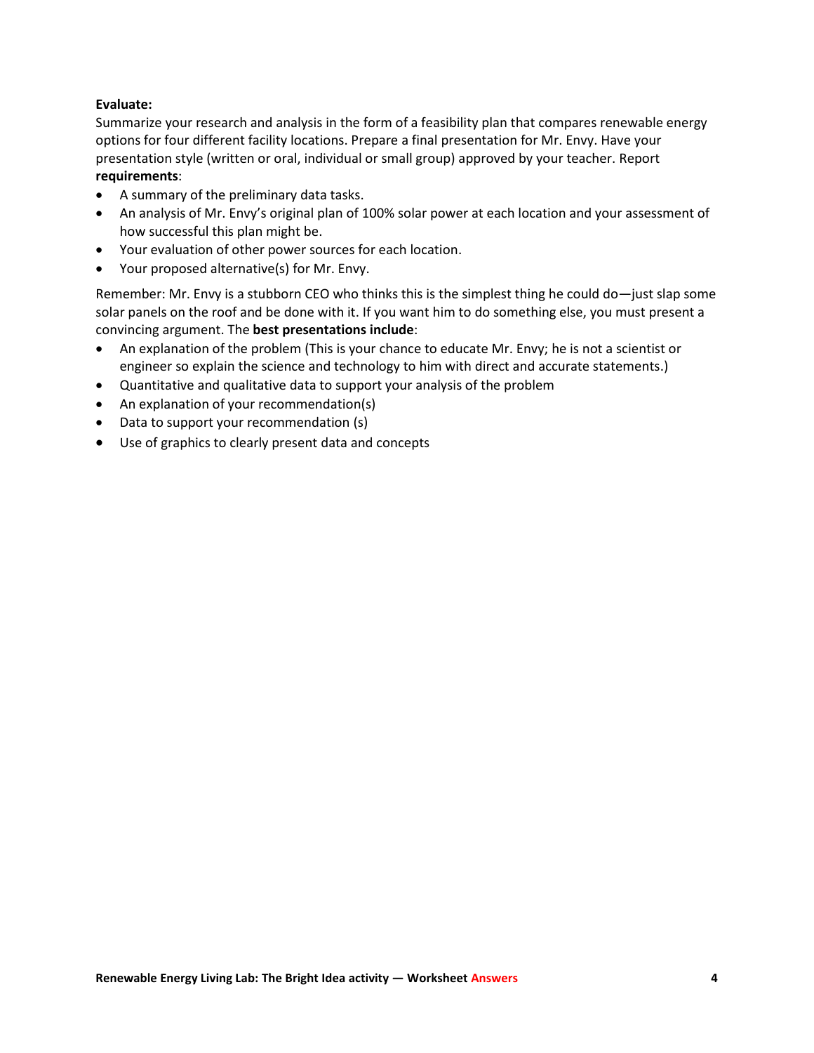**Evaluate:**

Summarize your research and analysis in the form of a feasibility plan that compares renewable energy options for four different facility locations. Prepare a final presentation for Mr. Envy. Have your presentation style (written or oral, individual or small group) approved by your teacher. Report **requirements**:

- A summary of the preliminary data tasks.
- An analysis of Mr. Envy's original plan of 100% solar power at each location and your assessment of how successful this plan might be.
- Your evaluation of other power sources for each location.
- Your proposed alternative(s) for Mr. Envy.

Remember: Mr. Envy is a stubborn CEO who thinks this is the simplest thing he could do—just slap some solar panels on the roof and be done with it. If you want him to do something else, you must present a convincing argument. The **best presentations include**:

- An explanation of the problem (This is your chance to educate Mr. Envy; he is not a scientist or engineer so explain the science and technology to him with direct and accurate statements.)
- Quantitative and qualitative data to support your analysis of the problem
- An explanation of your recommendation(s)
- Data to support your recommendation (s)
- Use of graphics to clearly present data and concepts